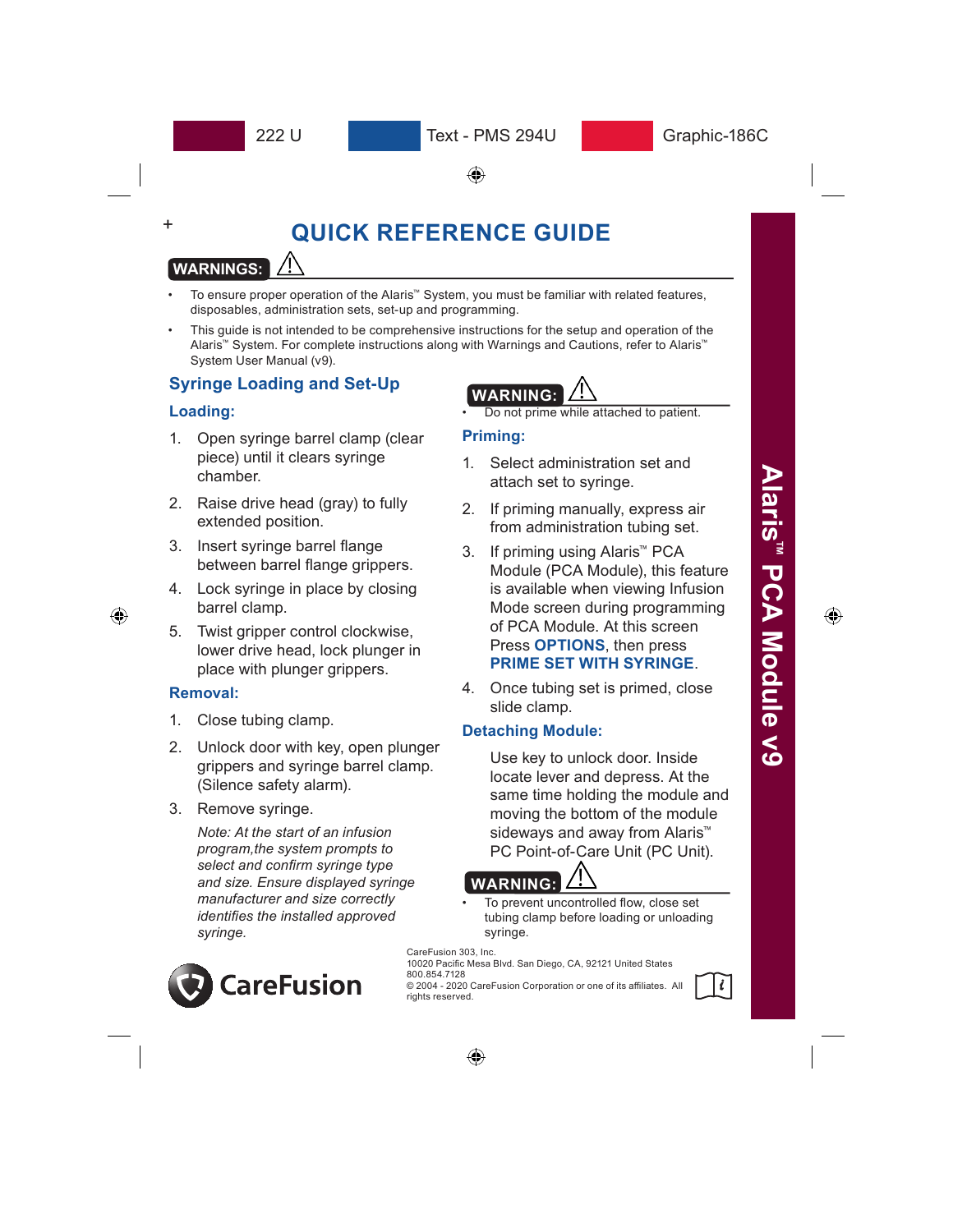# QUICK REFERENCE GUIDE

**WARNINGS:** ⚠

- To ensure proper operation of the Alaris™ System, you must be familiar with related features, disposables, administration sets, set-up and programming.
- This guide is not intended to be comprehensive instructions for the setup and operation of the Alaris™ System. For complete instructions along with Warnings and Cautions, refer to Alaris™ System User Manual (v9).

## Syringe Loading and Set-Up

### Loading:

1. Open syringe barrel clamp (clear piece) until it clears syringe chamber.
2. Raise drive head (gray) to fully extended position.
3. Insert syringe barrel flange between barrel flange grippers.
4. Lock syringe in place by closing barrel clamp.
5. Twist gripper control clockwise, lower drive head, lock plunger in place with plunger grippers.

### Removal:

1. Close tubing clamp.
2. Unlock door with key, open plunger grippers and syringe barrel clamp. (Silence safety alarm).
3. Remove syringe.

   *Note: At the start of an infusion program,the system prompts to select and confirm syringe type and size. Ensure displayed syringe manufacturer and size correctly identifies the installed approved syringe.*

**WARNING:** ⚠

- Do not prime while attached to patient.

### Priming:

1. Select administration set and attach set to syringe.
2. If priming manually, express air from administration tubing set.
3. If priming using Alaris™ PCA Module (PCA Module), this feature is available when viewing Infusion Mode screen during programming of PCA Module. At this screen Press **OPTIONS**, then press **PRIME SET WITH SYRINGE**.
4. Once tubing set is primed, close slide clamp.

### Detaching Module:

Use key to unlock door. Inside locate lever and depress. At the same time holding the module and moving the bottom of the module sideways and away from Alaris™ PC Point-of-Care Unit (PC Unit).

**WARNING:** ⚠

- To prevent uncontrolled flow, close set tubing clamp before loading or unloading syringe.

CareFusion

CareFusion 303, Inc.
10020 Pacific Mesa Blvd. San Diego, CA, 92121 United States
800.854.7128
© 2004 - 2020 CareFusion Corporation or one of its affiliates. All rights reserved.

**Alaris™ PCA Module v9**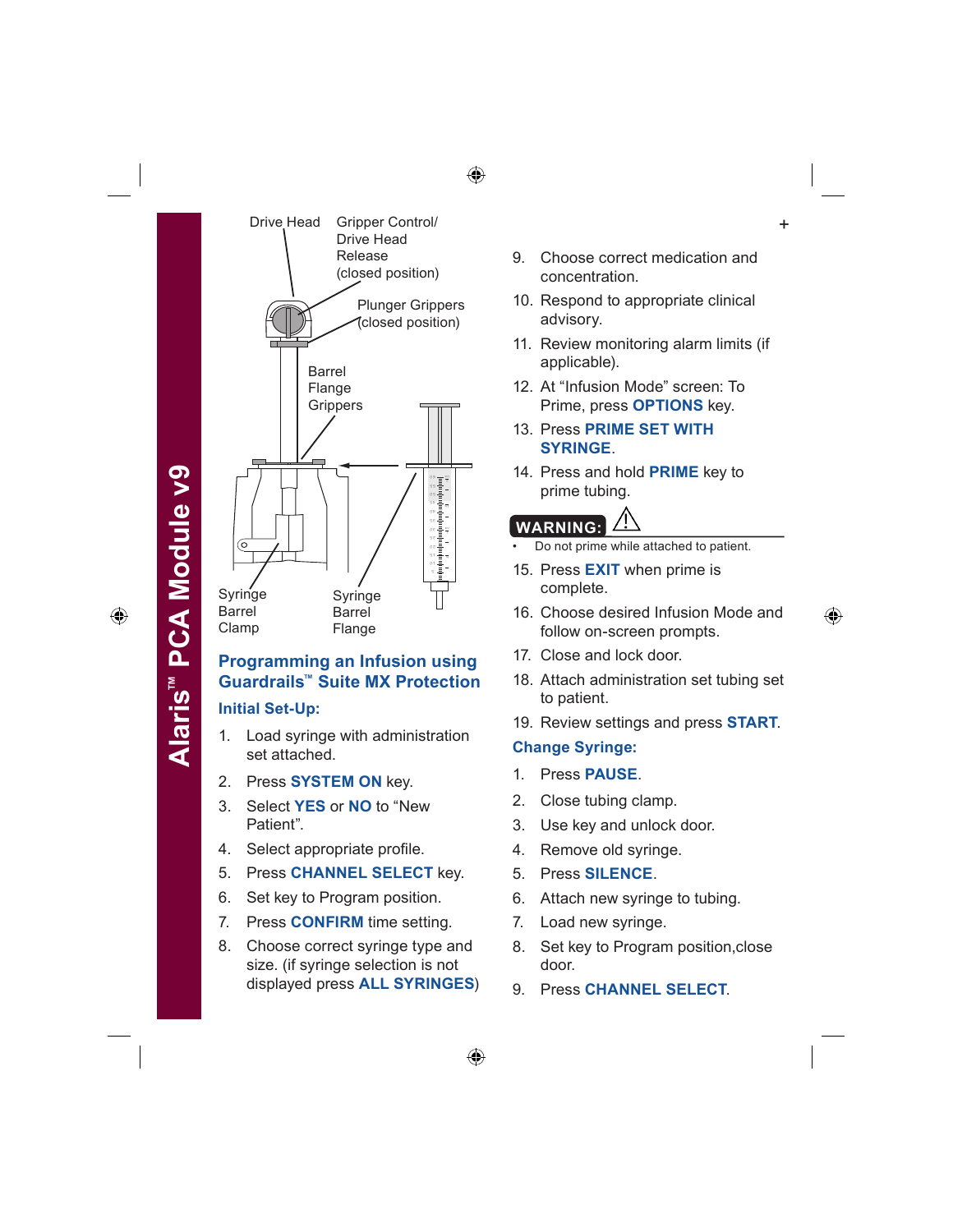Drive Head

Gripper Control/ Drive Head Release (closed position)

Plunger Grippers (closed position)

Barrel Flange Grippers

Syringe Barrel Clamp

Syringe Barrel Flange

## Programming an Infusion using Guardrails™ Suite MX Protection

### Initial Set-Up:

1. Load syringe with administration set attached.
2. Press **SYSTEM ON** key.
3. Select **YES** or **NO** to "New Patient".
4. Select appropriate profile.
5. Press **CHANNEL SELECT** key.
6. Set key to Program position.
7. Press **CONFIRM** time setting.
8. Choose correct syringe type and size. (if syringe selection is not displayed press **ALL SYRINGES**)
9. Choose correct medication and concentration.
10. Respond to appropriate clinical advisory.
11. Review monitoring alarm limits (if applicable).
12. At "Infusion Mode" screen: To Prime, press **OPTIONS** key.
13. Press **PRIME SET WITH SYRINGE**.
14. Press and hold **PRIME** key to prime tubing.

**WARNING:** ⚠

- Do not prime while attached to patient.

15. Press **EXIT** when prime is complete.
16. Choose desired Infusion Mode and follow on-screen prompts.
17. Close and lock door.
18. Attach administration set tubing set to patient.
19. Review settings and press **START**.

### Change Syringe:

1. Press **PAUSE**.
2. Close tubing clamp.
3. Use key and unlock door.
4. Remove old syringe.
5. Press **SILENCE**.
6. Attach new syringe to tubing.
7. Load new syringe.
8. Set key to Program position,close door.
9. Press **CHANNEL SELECT**.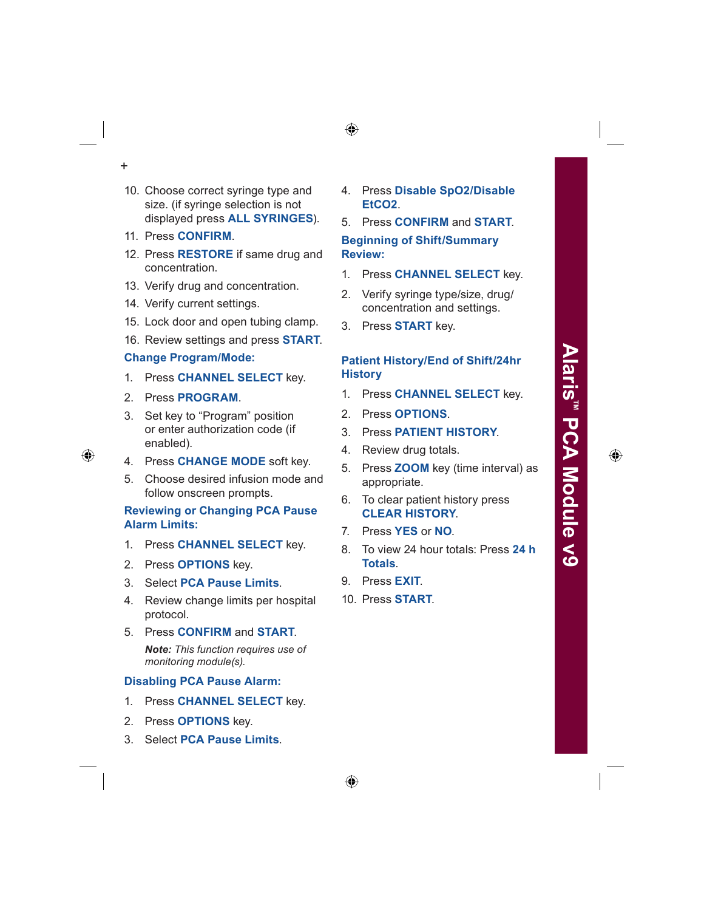10. Choose correct syringe type and size. (if syringe selection is not displayed press **ALL SYRINGES**).
11. Press **CONFIRM**.
12. Press **RESTORE** if same drug and concentration.
13. Verify drug and concentration.
14. Verify current settings.
15. Lock door and open tubing clamp.
16. Review settings and press **START**.

### Change Program/Mode:

1. Press **CHANNEL SELECT** key.
2. Press **PROGRAM**.
3. Set key to "Program" position or enter authorization code (if enabled).
4. Press **CHANGE MODE** soft key.
5. Choose desired infusion mode and follow onscreen prompts.

### Reviewing or Changing PCA Pause Alarm Limits:

1. Press **CHANNEL SELECT** key.
2. Press **OPTIONS** key.
3. Select **PCA Pause Limits**.
4. Review change limits per hospital protocol.
5. Press **CONFIRM** and **START**.

   ***Note:*** *This function requires use of monitoring module(s).*

### Disabling PCA Pause Alarm:

1. Press **CHANNEL SELECT** key.
2. Press **OPTIONS** key.
3. Select **PCA Pause Limits**.
4. Press **Disable SpO2/Disable EtCO2**.
5. Press **CONFIRM** and **START**.

### Beginning of Shift/Summary Review:

1. Press **CHANNEL SELECT** key.
2. Verify syringe type/size, drug/concentration and settings.
3. Press **START** key.

### Patient History/End of Shift/24hr History

1. Press **CHANNEL SELECT** key.
2. Press **OPTIONS**.
3. Press **PATIENT HISTORY**.
4. Review drug totals.
5. Press **ZOOM** key (time interval) as appropriate.
6. To clear patient history press **CLEAR HISTORY**.
7. Press **YES** or **NO**.
8. To view 24 hour totals: Press **24 h Totals**.
9. Press **EXIT**.
10. Press **START**.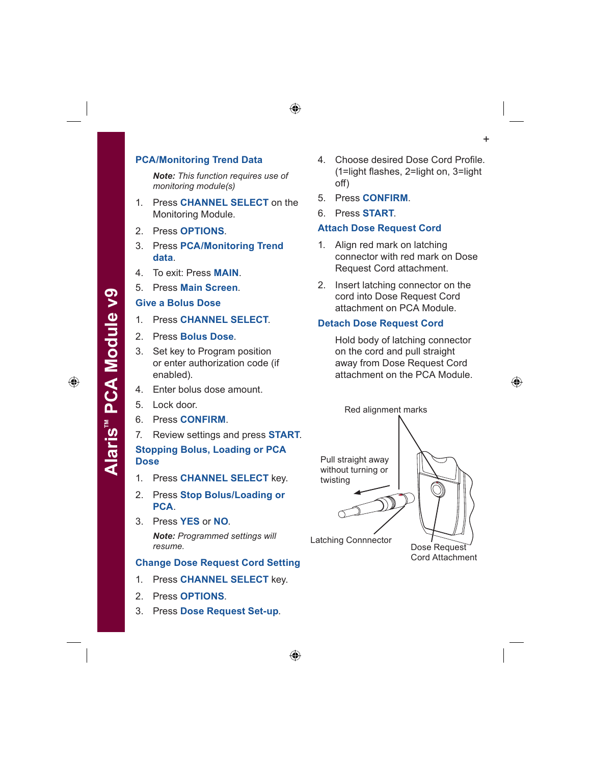## PCA/Monitoring Trend Data

*Note: This function requires use of monitoring module(s)*

1. Press **CHANNEL SELECT** on the Monitoring Module.
2. Press **OPTIONS**.
3. Press **PCA/Monitoring Trend data**.
4. To exit: Press **MAIN**.
5. Press **Main Screen**.

## Give a Bolus Dose

1. Press **CHANNEL SELECT**.
2. Press **Bolus Dose**.
3. Set key to Program position or enter authorization code (if enabled).
4. Enter bolus dose amount.
5. Lock door.
6. Press **CONFIRM**.
7. Review settings and press **START**.

## Stopping Bolus, Loading or PCA Dose

1. Press **CHANNEL SELECT** key.
2. Press **Stop Bolus/Loading or PCA**.
3. Press **YES** or **NO**.

*Note: Programmed settings will resume.*

## Change Dose Request Cord Setting

1. Press **CHANNEL SELECT** key.
2. Press **OPTIONS**.
3. Press **Dose Request Set-up**.
4. Choose desired Dose Cord Profile. (1=light flashes, 2=light on, 3=light off)
5. Press **CONFIRM**.
6. Press **START**.

## Attach Dose Request Cord

1. Align red mark on latching connector with red mark on Dose Request Cord attachment.
2. Insert latching connector on the cord into Dose Request Cord attachment on PCA Module.

## Detach Dose Request Cord

Hold body of latching connector on the cord and pull straight away from Dose Request Cord attachment on the PCA Module.

Red alignment marks

Pull straight away without turning or twisting

Latching Connnector

Dose Request Cord Attachment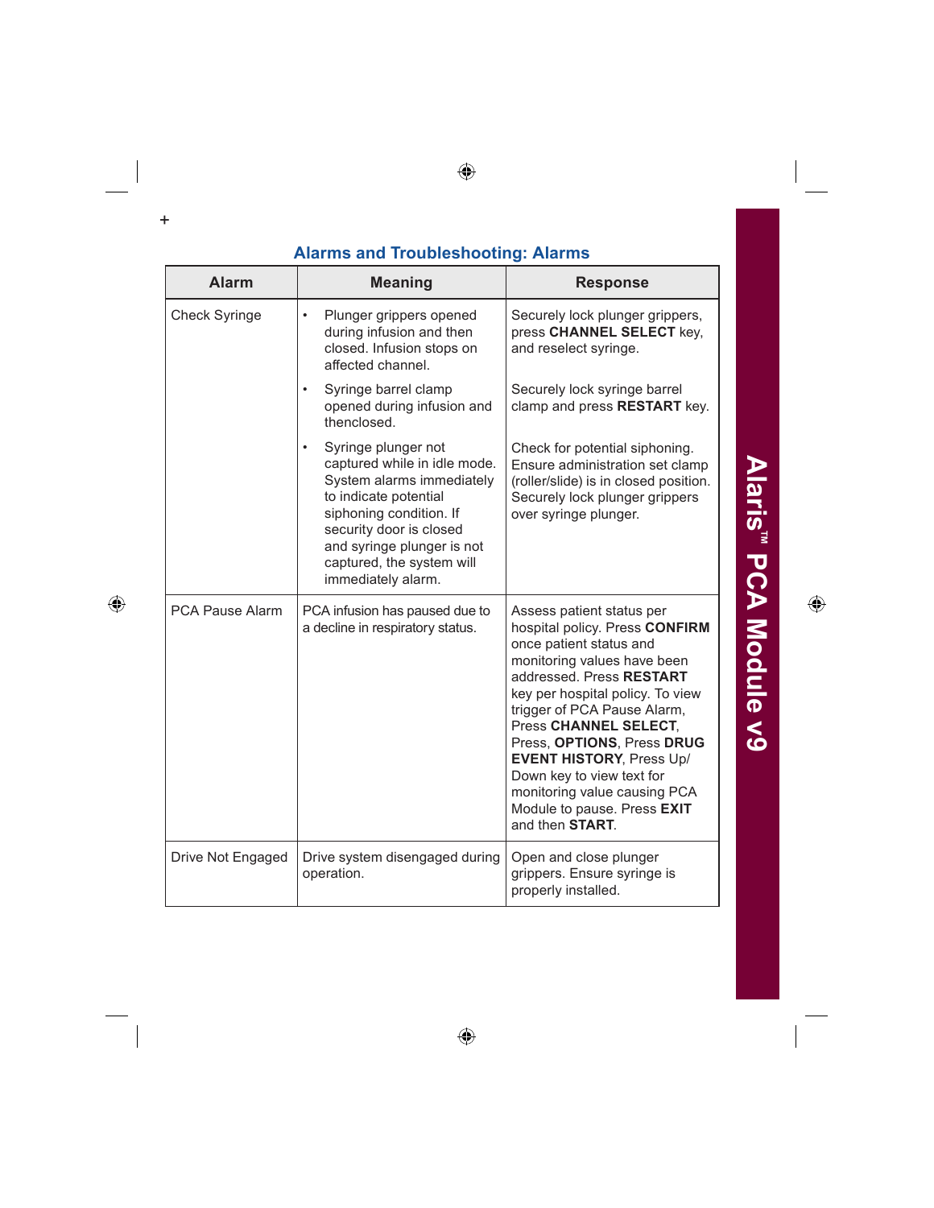## Alarms and Troubleshooting: Alarms

| Alarm | Meaning | Response |
|---|---|---|
| Check Syringe | • Plunger grippers opened during infusion and then closed. Infusion stops on affected channel. | Securely lock plunger grippers, press **CHANNEL SELECT** key, and reselect syringe. |
| | • Syringe barrel clamp opened during infusion and thenclosed. | Securely lock syringe barrel clamp and press **RESTART** key. |
| | • Syringe plunger not captured while in idle mode. System alarms immediately to indicate potential siphoning condition. If security door is closed and syringe plunger is not captured, the system will immediately alarm. | Check for potential siphoning. Ensure administration set clamp (roller/slide) is in closed position. Securely lock plunger grippers over syringe plunger. |
| PCA Pause Alarm | PCA infusion has paused due to a decline in respiratory status. | Assess patient status per hospital policy. Press **CONFIRM** once patient status and monitoring values have been addressed. Press **RESTART** key per hospital policy. To view trigger of PCA Pause Alarm, Press **CHANNEL SELECT**, Press, **OPTIONS**, Press **DRUG EVENT HISTORY**, Press Up/Down key to view text for monitoring value causing PCA Module to pause. Press **EXIT** and then **START**. |
| Drive Not Engaged | Drive system disengaged during operation. | Open and close plunger grippers. Ensure syringe is properly installed. |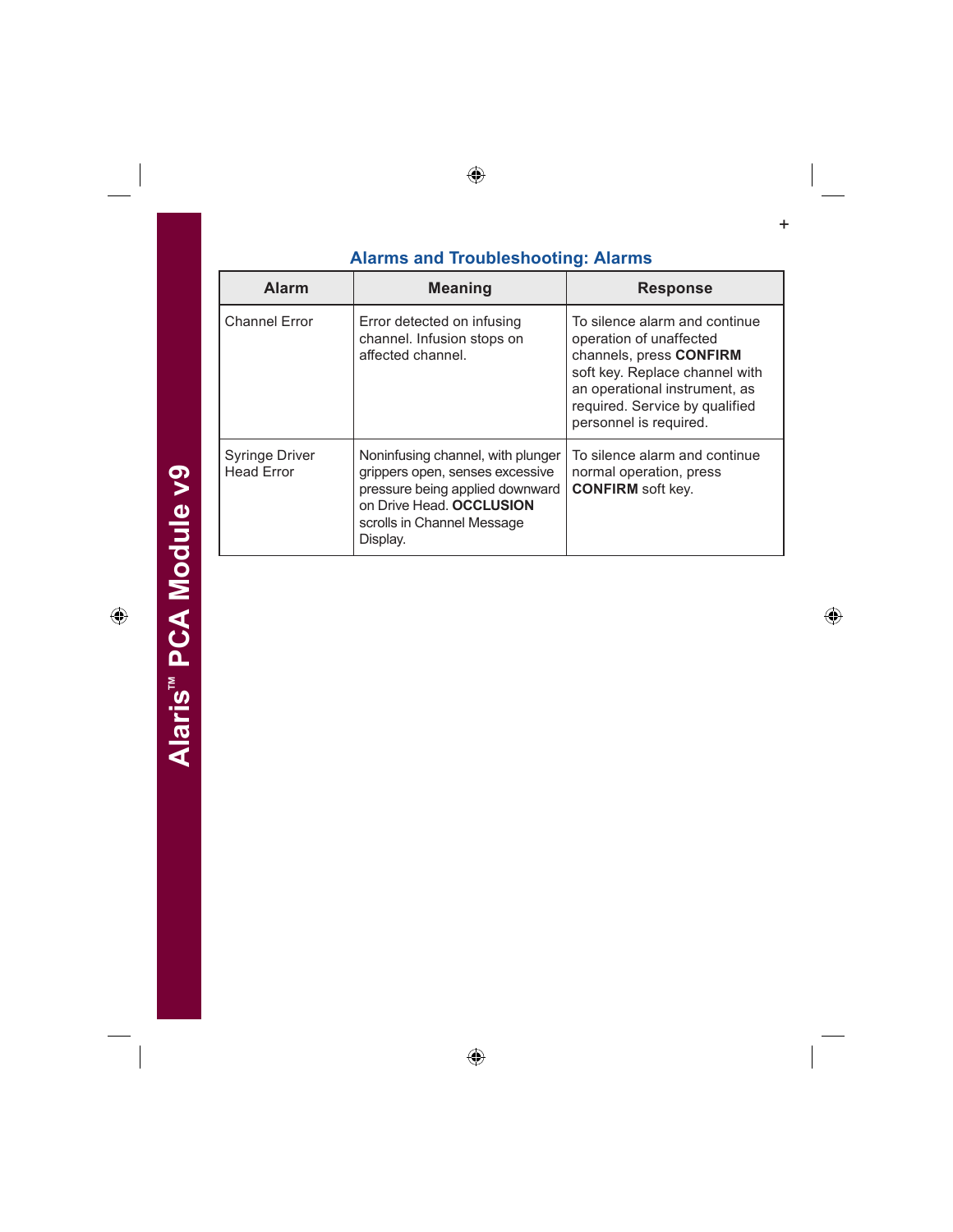## Alarms and Troubleshooting: Alarms

| Alarm | Meaning | Response |
|---|---|---|
| Channel Error | Error detected on infusing channel. Infusion stops on affected channel. | To silence alarm and continue operation of unaffected channels, press **CONFIRM** soft key. Replace channel with an operational instrument, as required. Service by qualified personnel is required. |
| Syringe Driver Head Error | Noninfusing channel, with plunger grippers open, senses excessive pressure being applied downward on Drive Head. **OCCLUSION** scrolls in Channel Message Display. | To silence alarm and continue normal operation, press **CONFIRM** soft key. |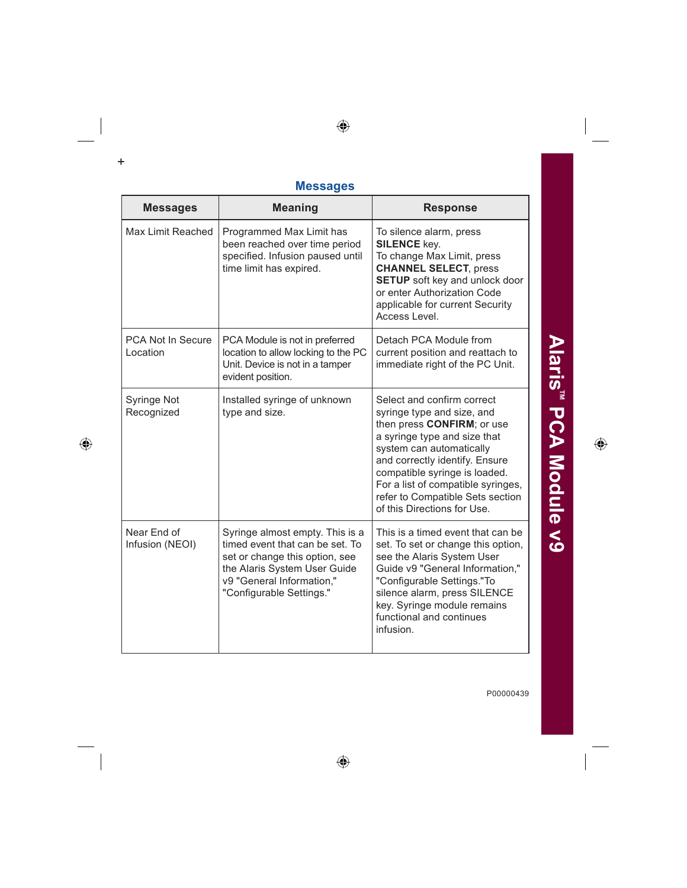## Messages

| Messages | Meaning | Response |
| --- | --- | --- |
| Max Limit Reached | Programmed Max Limit has been reached over time period specified. Infusion paused until time limit has expired. | To silence alarm, press **SILENCE** key. To change Max Limit, press **CHANNEL SELECT**, press **SETUP** soft key and unlock door or enter Authorization Code applicable for current Security Access Level. |
| PCA Not In Secure Location | PCA Module is not in preferred location to allow locking to the PC Unit. Device is not in a tamper evident position. | Detach PCA Module from current position and reattach to immediate right of the PC Unit. |
| Syringe Not Recognized | Installed syringe of unknown type and size. | Select and confirm correct syringe type and size, and then press **CONFIRM**; or use a syringe type and size that system can automatically and correctly identify. Ensure compatible syringe is loaded. For a list of compatible syringes, refer to Compatible Sets section of this Directions for Use. |
| Near End of Infusion (NEOI) | Syringe almost empty. This is a timed event that can be set. To set or change this option, see the Alaris System User Guide v9 "General Information," "Configurable Settings." | This is a timed event that can be set. To set or change this option, see the Alaris System User Guide v9 "General Information," "Configurable Settings."To silence alarm, press SILENCE key. Syringe module remains functional and continues infusion. |

P00000439